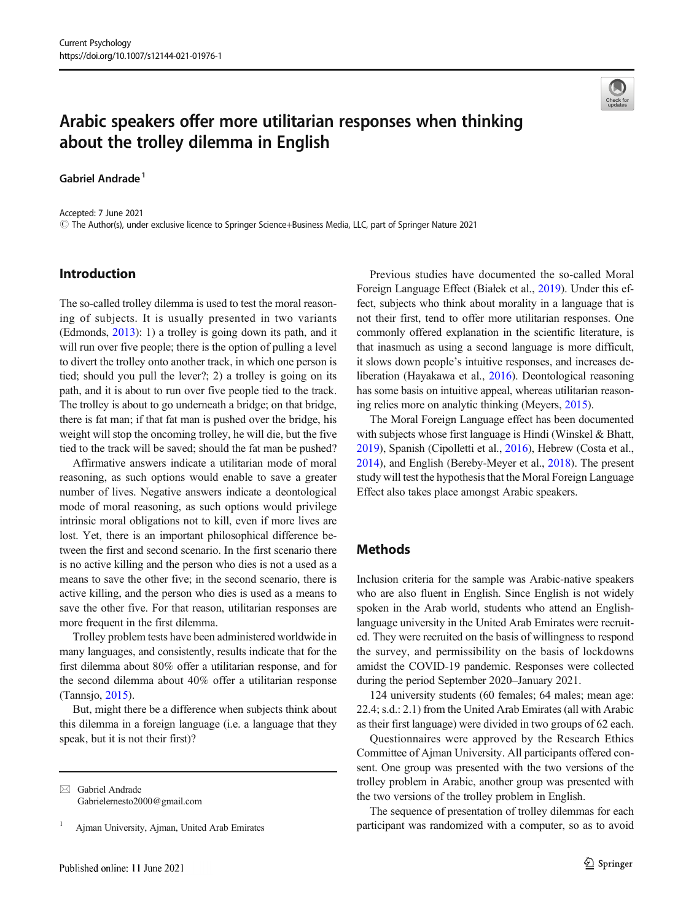# Arabic speakers offer more utilitarian responses when thinking about the trolley dilemma in English

Gabriel Andrade[1]

Accepted: 7 June 2021
© The Author(s), under exclusive licence to Springer Science+Business Media, LLC, part of Springer Nature 2021

## Introduction

The so-called trolley dilemma is used to test the moral reasoning of subjects. It is usually presented in two variants (Edmonds, 2013): 1) a trolley is going down its path, and it will run over five people; there is the option of pulling a level to divert the trolley onto another track, in which one person is tied; should you pull the lever?; 2) a trolley is going on its path, and it is about to run over five people tied to the track. The trolley is about to go underneath a bridge; on that bridge, there is fat man; if that fat man is pushed over the bridge, his weight will stop the oncoming trolley, he will die, but the five tied to the track will be saved; should the fat man be pushed?

Affirmative answers indicate a utilitarian mode of moral reasoning, as such options would enable to save a greater number of lives. Negative answers indicate a deontological mode of moral reasoning, as such options would privilege intrinsic moral obligations not to kill, even if more lives are lost. Yet, there is an important philosophical difference between the first and second scenario. In the first scenario there is no active killing and the person who dies is not a used as a means to save the other five; in the second scenario, there is active killing, and the person who dies is used as a means to save the other five. For that reason, utilitarian responses are more frequent in the first dilemma.

Trolley problem tests have been administered worldwide in many languages, and consistently, results indicate that for the first dilemma about 80% offer a utilitarian response, and for the second dilemma about 40% offer a utilitarian response (Tannsjo, 2015).

But, might there be a difference when subjects think about this dilemma in a foreign language (i.e. a language that they speak, but it is not their first)?

Previous studies have documented the so-called Moral Foreign Language Effect (Białek et al., 2019). Under this effect, subjects who think about morality in a language that is not their first, tend to offer more utilitarian responses. One commonly offered explanation in the scientific literature, is that inasmuch as using a second language is more difficult, it slows down people's intuitive responses, and increases deliberation (Hayakawa et al., 2016). Deontological reasoning has some basis on intuitive appeal, whereas utilitarian reasoning relies more on analytic thinking (Meyers, 2015).

The Moral Foreign Language effect has been documented with subjects whose first language is Hindi (Winskel & Bhatt, 2019), Spanish (Cipolletti et al., 2016), Hebrew (Costa et al., 2014), and English (Bereby-Meyer et al., 2018). The present study will test the hypothesis that the Moral Foreign Language Effect also takes place amongst Arabic speakers.

## Methods

Inclusion criteria for the sample was Arabic-native speakers who are also fluent in English. Since English is not widely spoken in the Arab world, students who attend an English-language university in the United Arab Emirates were recruited. They were recruited on the basis of willingness to respond the survey, and permissibility on the basis of lockdowns amidst the COVID-19 pandemic. Responses were collected during the period September 2020–January 2021.

124 university students (60 females; 64 males; mean age: 22.4; s.d.: 2.1) from the United Arab Emirates (all with Arabic as their first language) were divided in two groups of 62 each.

Questionnaires were approved by the Research Ethics Committee of Ajman University. All participants offered consent. One group was presented with the two versions of the trolley problem in Arabic, another group was presented with the two versions of the trolley problem in English.

The sequence of presentation of trolley dilemmas for each participant was randomized with a computer, so as to avoid

✉ Gabriel Andrade
Gabrielernesto2000@gmail.com

[1] Ajman University, Ajman, United Arab Emirates

Published online: 11 June 2021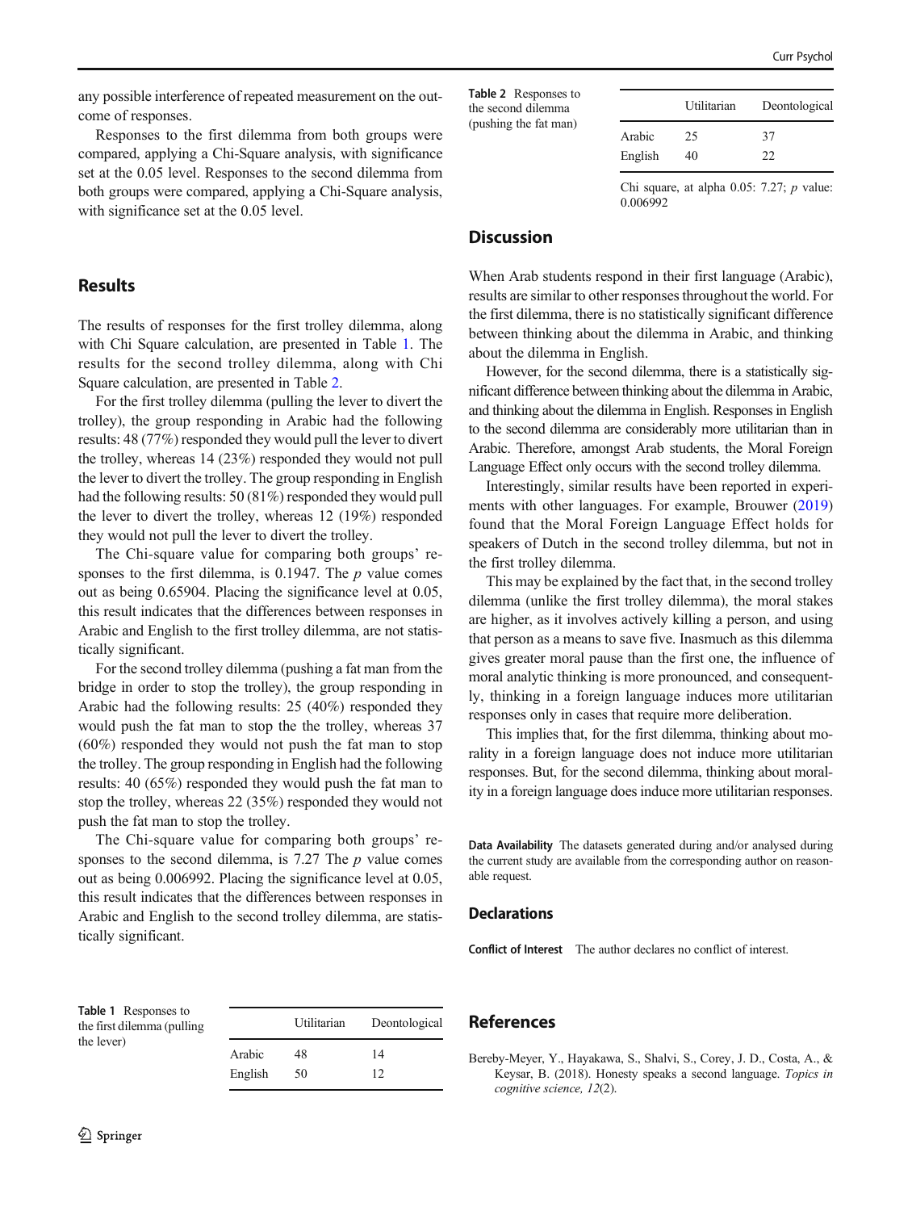any possible interference of repeated measurement on the outcome of responses.

Responses to the first dilemma from both groups were compared, applying a Chi-Square analysis, with significance set at the 0.05 level. Responses to the second dilemma from both groups were compared, applying a Chi-Square analysis, with significance set at the 0.05 level.

## Results

The results of responses for the first trolley dilemma, along with Chi Square calculation, are presented in Table 1. The results for the second trolley dilemma, along with Chi Square calculation, are presented in Table 2.

For the first trolley dilemma (pulling the lever to divert the trolley), the group responding in Arabic had the following results: 48 (77%) responded they would pull the lever to divert the trolley, whereas 14 (23%) responded they would not pull the lever to divert the trolley. The group responding in English had the following results: 50 (81%) responded they would pull the lever to divert the trolley, whereas 12 (19%) responded they would not pull the lever to divert the trolley.

The Chi-square value for comparing both groups' responses to the first dilemma, is 0.1947. The $p$ value comes out as being 0.65904. Placing the significance level at 0.05, this result indicates that the differences between responses in Arabic and English to the first trolley dilemma, are not statistically significant.

For the second trolley dilemma (pushing a fat man from the bridge in order to stop the trolley), the group responding in Arabic had the following results: 25 (40%) responded they would push the fat man to stop the the trolley, whereas 37 (60%) responded they would not push the fat man to stop the trolley. The group responding in English had the following results: 40 (65%) responded they would push the fat man to stop the trolley, whereas 22 (35%) responded they would not push the fat man to stop the trolley.

The Chi-square value for comparing both groups' responses to the second dilemma, is 7.27 The $p$ value comes out as being 0.006992. Placing the significance level at 0.05, this result indicates that the differences between responses in Arabic and English to the second trolley dilemma, are statistically significant.

**Table 1** Responses to the first dilemma (pulling the lever)

| | Utilitarian | Deontological |
|---|---|---|
| Arabic | 48 | 14 |
| English | 50 | 12 |

**Table 2** Responses to the second dilemma (pushing the fat man)

| | Utilitarian | Deontological |
|---|---|---|
| Arabic | 25 | 37 |
| English | 40 | 22 |

Chi square, at alpha 0.05: 7.27; $p$ value: 0.006992

## Discussion

When Arab students respond in their first language (Arabic), results are similar to other responses throughout the world. For the first dilemma, there is no statistically significant difference between thinking about the dilemma in Arabic, and thinking about the dilemma in English.

However, for the second dilemma, there is a statistically significant difference between thinking about the dilemma in Arabic, and thinking about the dilemma in English. Responses in English to the second dilemma are considerably more utilitarian than in Arabic. Therefore, amongst Arab students, the Moral Foreign Language Effect only occurs with the second trolley dilemma.

Interestingly, similar results have been reported in experiments with other languages. For example, Brouwer (2019) found that the Moral Foreign Language Effect holds for speakers of Dutch in the second trolley dilemma, but not in the first trolley dilemma.

This may be explained by the fact that, in the second trolley dilemma (unlike the first trolley dilemma), the moral stakes are higher, as it involves actively killing a person, and using that person as a means to save five. Inasmuch as this dilemma gives greater moral pause than the first one, the influence of moral analytic thinking is more pronounced, and consequently, thinking in a foreign language induces more utilitarian responses only in cases that require more deliberation.

This implies that, for the first dilemma, thinking about morality in a foreign language does not induce more utilitarian responses. But, for the second dilemma, thinking about morality in a foreign language does induce more utilitarian responses.

**Data Availability** The datasets generated during and/or analysed during the current study are available from the corresponding author on reasonable request.

## Declarations

**Conflict of Interest** The author declares no conflict of interest.

## References

Bereby-Meyer, Y., Hayakawa, S., Shalvi, S., Corey, J. D., Costa, A., & Keysar, B. (2018). Honesty speaks a second language. *Topics in cognitive science, 12*(2).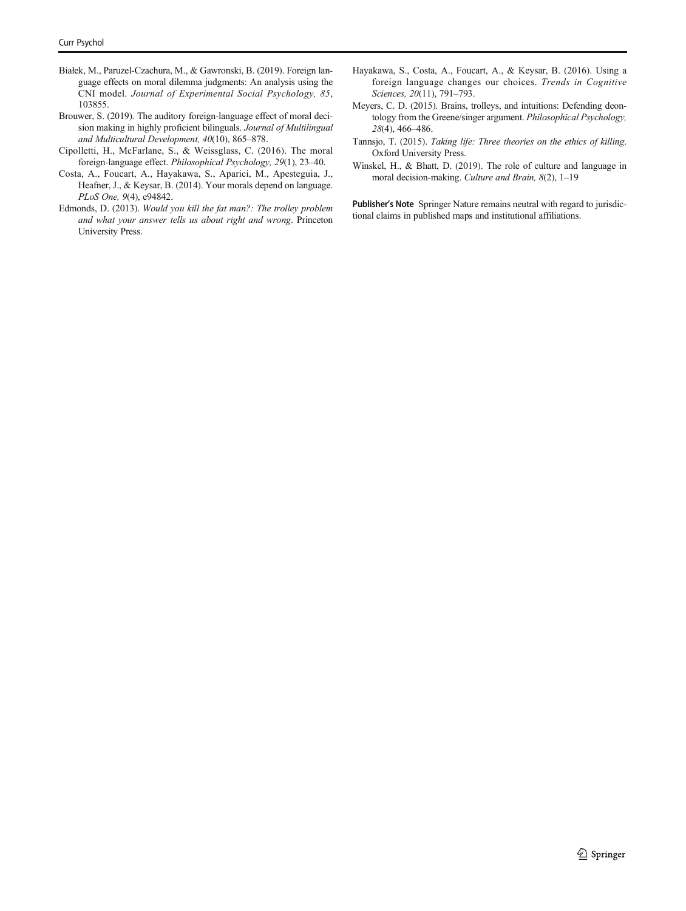Białek, M., Paruzel-Czachura, M., & Gawronski, B. (2019). Foreign language effects on moral dilemma judgments: An analysis using the CNI model. *Journal of Experimental Social Psychology, 85*, 103855.

Brouwer, S. (2019). The auditory foreign-language effect of moral decision making in highly proficient bilinguals. *Journal of Multilingual and Multicultural Development, 40*(10), 865–878.

Cipolletti, H., McFarlane, S., & Weissglass, C. (2016). The moral foreign-language effect. *Philosophical Psychology, 29*(1), 23–40.

Costa, A., Foucart, A., Hayakawa, S., Aparici, M., Apesteguia, J., Heafner, J., & Keysar, B. (2014). Your morals depend on language. *PLoS One, 9*(4), e94842.

Edmonds, D. (2013). *Would you kill the fat man?: The trolley problem and what your answer tells us about right and wrong*. Princeton University Press.

Hayakawa, S., Costa, A., Foucart, A., & Keysar, B. (2016). Using a foreign language changes our choices. *Trends in Cognitive Sciences, 20*(11), 791–793.

Meyers, C. D. (2015). Brains, trolleys, and intuitions: Defending deontology from the Greene/singer argument. *Philosophical Psychology, 28*(4), 466–486.

Tannsjo, T. (2015). *Taking life: Three theories on the ethics of killing*. Oxford University Press.

Winskel, H., & Bhatt, D. (2019). The role of culture and language in moral decision-making. *Culture and Brain, 8*(2), 1–19

**Publisher's Note** Springer Nature remains neutral with regard to jurisdictional claims in published maps and institutional affiliations.